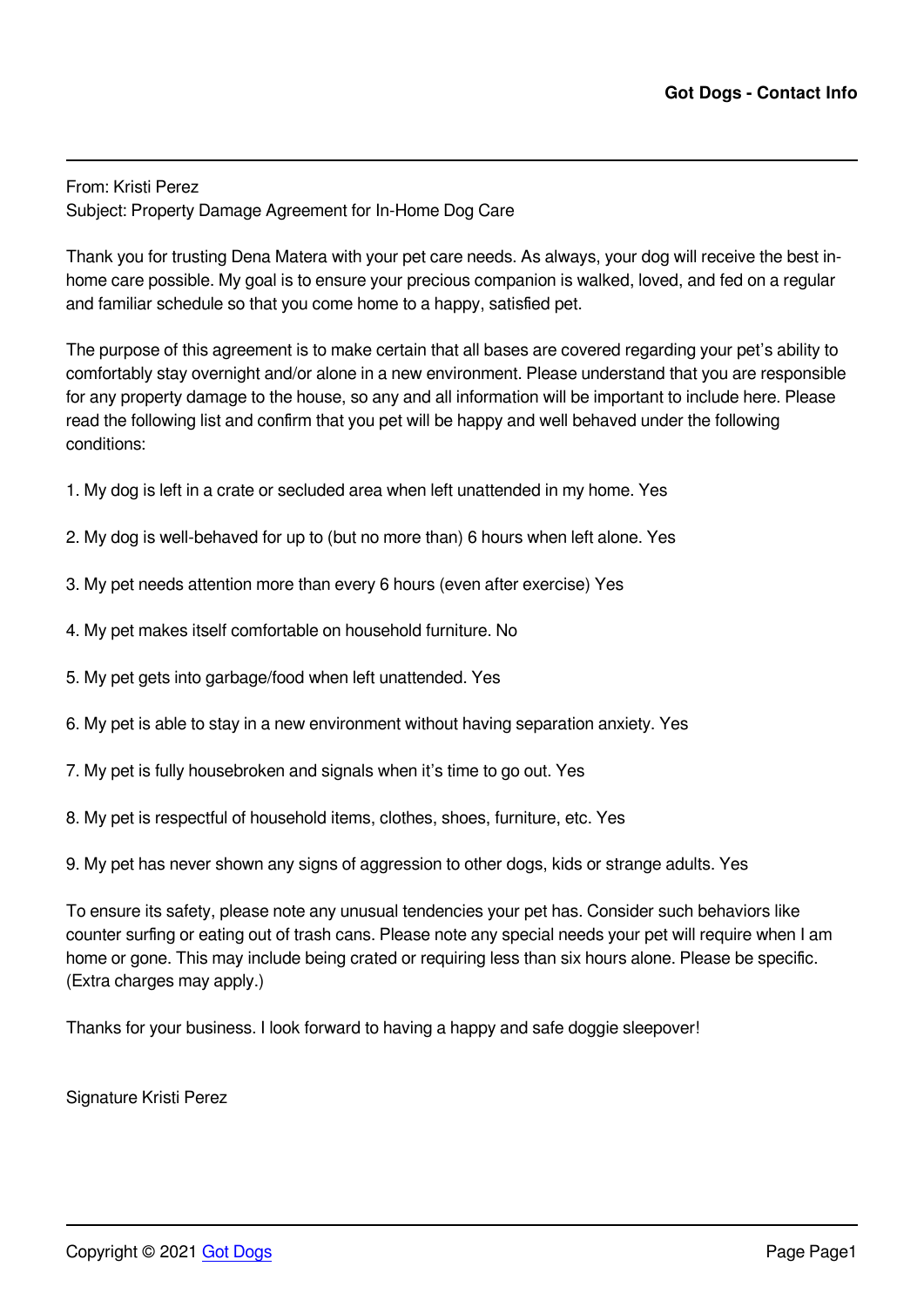From: Kristi Perez
Subject: Property Damage Agreement for In-Home Dog Care

Thank you for trusting Dena Matera with your pet care needs. As always, your dog will receive the best in-home care possible. My goal is to ensure your precious companion is walked, loved, and fed on a regular and familiar schedule so that you come home to a happy, satisfied pet.

The purpose of this agreement is to make certain that all bases are covered regarding your pet's ability to comfortably stay overnight and/or alone in a new environment. Please understand that you are responsible for any property damage to the house, so any and all information will be important to include here. Please read the following list and confirm that you pet will be happy and well behaved under the following conditions:

1. My dog is left in a crate or secluded area when left unattended in my home. Yes

2. My dog is well-behaved for up to (but no more than) 6 hours when left alone. Yes

3. My pet needs attention more than every 6 hours (even after exercise) Yes

4. My pet makes itself comfortable on household furniture. No

5. My pet gets into garbage/food when left unattended. Yes

6. My pet is able to stay in a new environment without having separation anxiety. Yes

7. My pet is fully housebroken and signals when it's time to go out. Yes

8. My pet is respectful of household items, clothes, shoes, furniture, etc. Yes

9. My pet has never shown any signs of aggression to other dogs, kids or strange adults. Yes

To ensure its safety, please note any unusual tendencies your pet has. Consider such behaviors like counter surfing or eating out of trash cans. Please note any special needs your pet will require when I am home or gone. This may include being crated or requiring less than six hours alone. Please be specific. (Extra charges may apply.)

Thanks for your business. I look forward to having a happy and safe doggie sleepover!

Signature Kristi Perez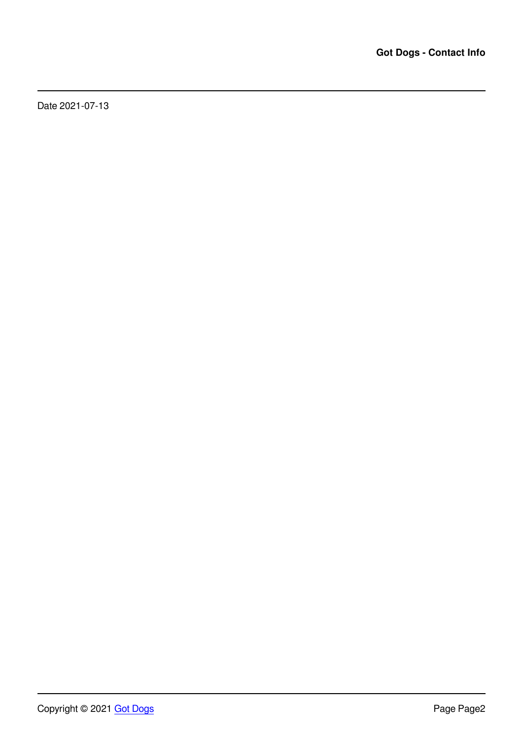Date 2021-07-13